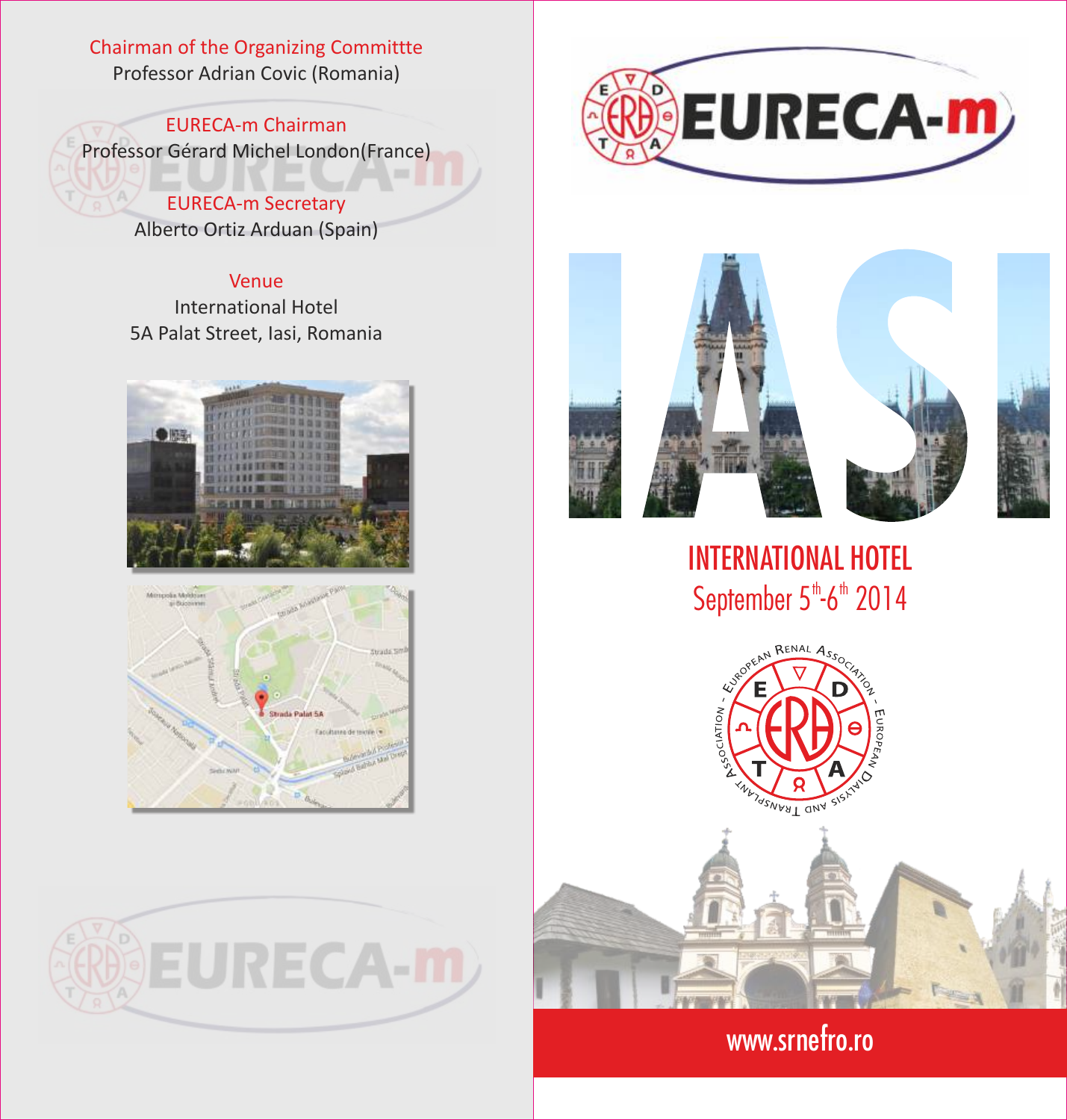Chairman of the Organizing Committte
Professor Adrian Covic (Romania)

EURECA-m Chairman
Professor Gérard Michel London(France)

EURECA-m Secretary
Alberto Ortiz Arduan (Spain)

Venue
International Hotel
5A Palat Street, Iasi, Romania

# EURECA-m

# IASI

## INTERNATIONAL HOTEL

September 5th-6th 2014

European Renal Association - European Dialysis and Transplant Association

www.srnefro.ro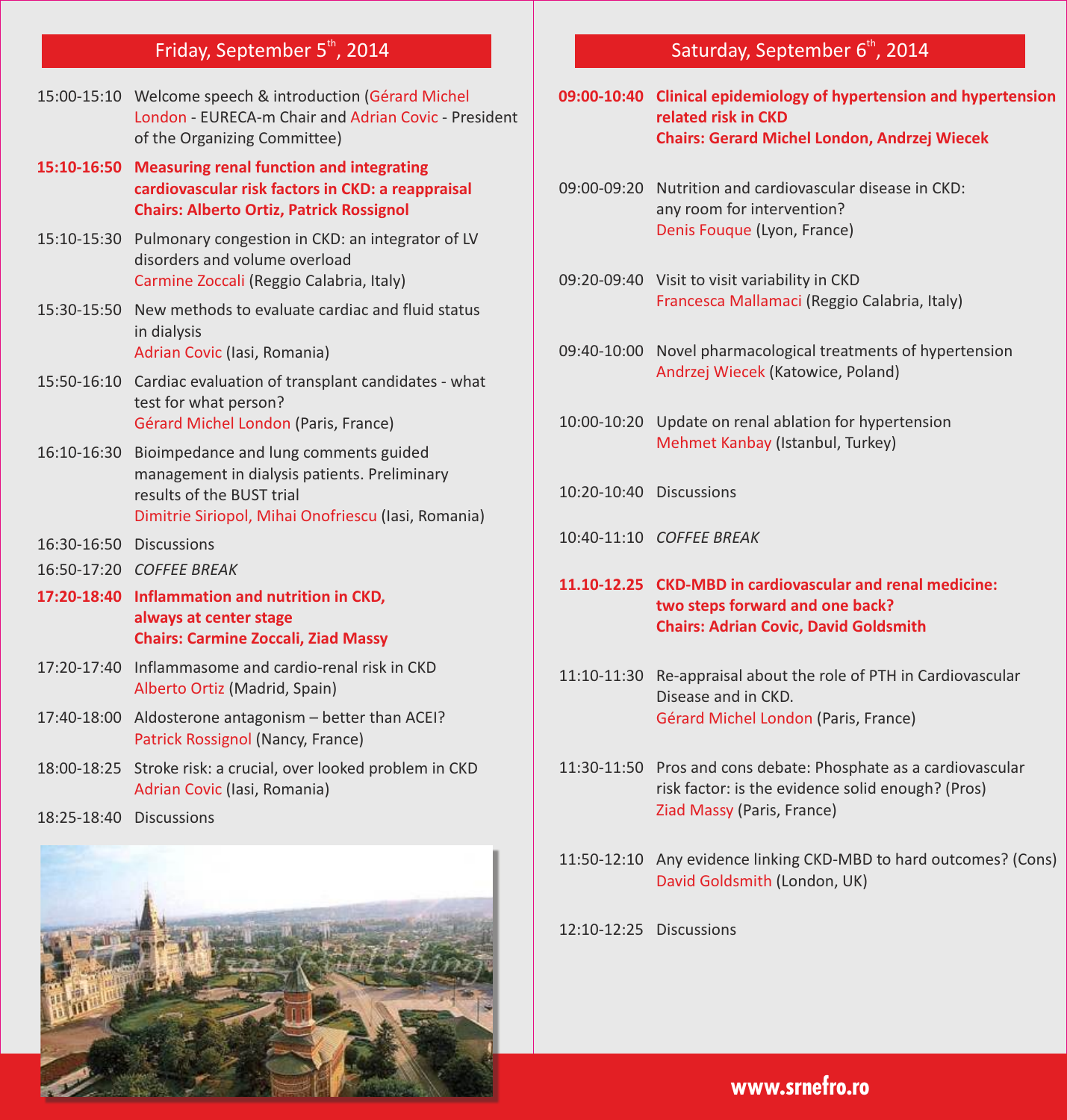## Friday, September 5th, 2014

15:00-15:10 Welcome speech & introduction (Gérard Michel London - EURECA-m Chair and Adrian Covic - President of the Organizing Committee)

**15:10-16:50 Measuring renal function and integrating cardiovascular risk factors in CKD: a reappraisal**
**Chairs: Alberto Ortiz, Patrick Rossignol**

15:10-15:30 Pulmonary congestion in CKD: an integrator of LV disorders and volume overload
Carmine Zoccali (Reggio Calabria, Italy)

15:30-15:50 New methods to evaluate cardiac and fluid status in dialysis
Adrian Covic (Iasi, Romania)

15:50-16:10 Cardiac evaluation of transplant candidates - what test for what person?
Gérard Michel London (Paris, France)

16:10-16:30 Bioimpedance and lung comments guided management in dialysis patients. Preliminary results of the BUST trial
Dimitrie Siriopol, Mihai Onofriescu (Iasi, Romania)

16:30-16:50 Discussions

16:50-17:20 *COFFEE BREAK*

**17:20-18:40 Inflammation and nutrition in CKD, always at center stage**
**Chairs: Carmine Zoccali, Ziad Massy**

17:20-17:40 Inflammasome and cardio-renal risk in CKD
Alberto Ortiz (Madrid, Spain)

17:40-18:00 Aldosterone antagonism – better than ACEI?
Patrick Rossignol (Nancy, France)

18:00-18:25 Stroke risk: a crucial, over looked problem in CKD
Adrian Covic (Iasi, Romania)

18:25-18:40 Discussions

## Saturday, September 6th, 2014

**09:00-10:40 Clinical epidemiology of hypertension and hypertension related risk in CKD**
**Chairs: Gerard Michel London, Andrzej Wiecek**

09:00-09:20 Nutrition and cardiovascular disease in CKD: any room for intervention?
Denis Fouque (Lyon, France)

09:20-09:40 Visit to visit variability in CKD
Francesca Mallamaci (Reggio Calabria, Italy)

09:40-10:00 Novel pharmacological treatments of hypertension
Andrzej Wiecek (Katowice, Poland)

10:00-10:20 Update on renal ablation for hypertension
Mehmet Kanbay (Istanbul, Turkey)

10:20-10:40 Discussions

10:40-11:10 *COFFEE BREAK*

**11.10-12.25 CKD-MBD in cardiovascular and renal medicine: two steps forward and one back?**
**Chairs: Adrian Covic, David Goldsmith**

11:10-11:30 Re-appraisal about the role of PTH in Cardiovascular Disease and in CKD.
Gérard Michel London (Paris, France)

11:30-11:50 Pros and cons debate: Phosphate as a cardiovascular risk factor: is the evidence solid enough? (Pros)
Ziad Massy (Paris, France)

11:50-12:10 Any evidence linking CKD-MBD to hard outcomes? (Cons)
David Goldsmith (London, UK)

12:10-12:25 Discussions

www.srnefro.ro